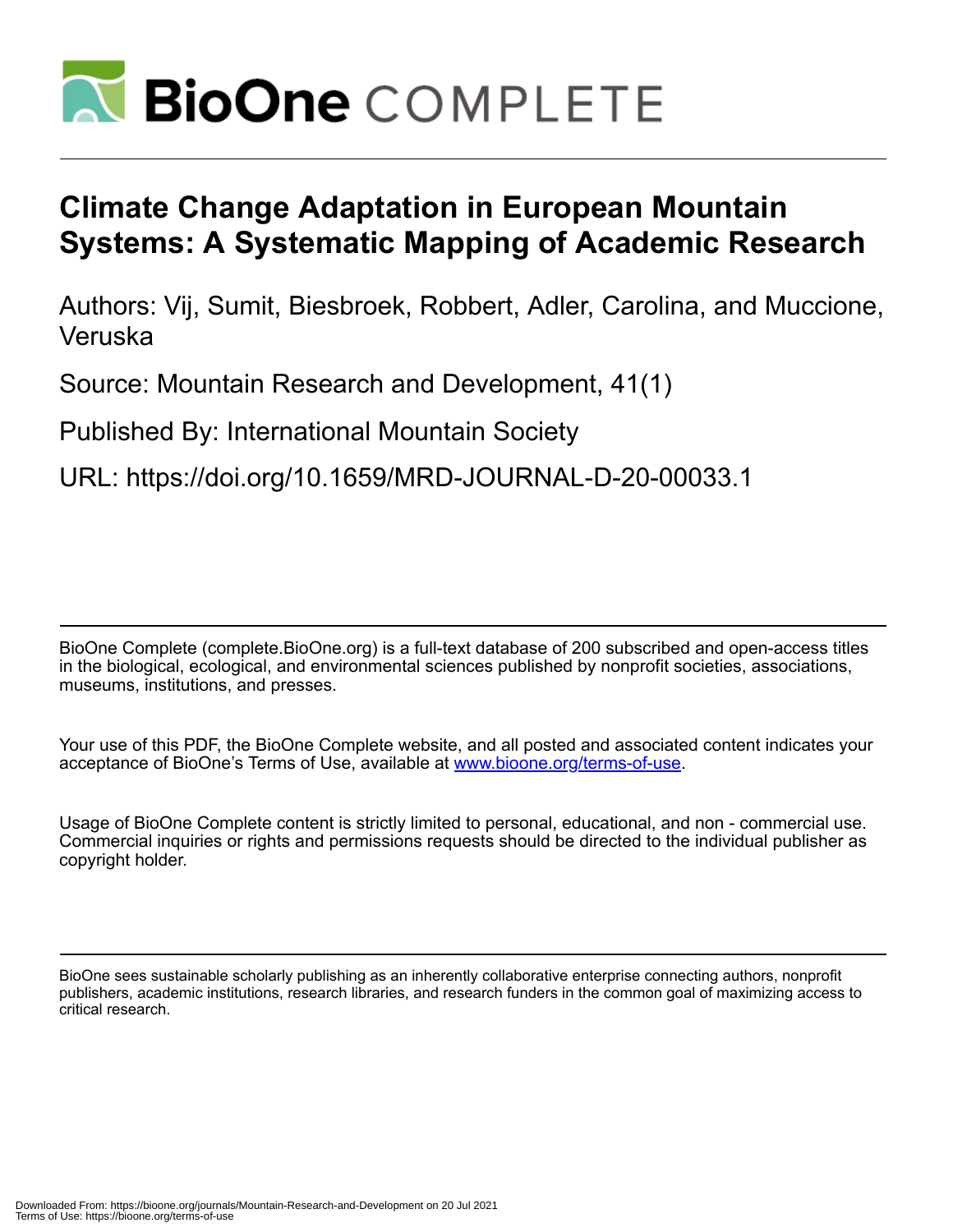# Climate Change Adaptation in European Mountain Systems: A Systematic Mapping of Academic Research

Authors: Vij, Sumit, Biesbroek, Robbert, Adler, Carolina, and Muccione, Veruska

Source: Mountain Research and Development, 41(1)

Published By: International Mountain Society

URL: https://doi.org/10.1659/MRD-JOURNAL-D-20-00033.1

---

BioOne Complete (complete.BioOne.org) is a full-text database of 200 subscribed and open-access titles in the biological, ecological, and environmental sciences published by nonprofit societies, associations, museums, institutions, and presses.

Your use of this PDF, the BioOne Complete website, and all posted and associated content indicates your acceptance of BioOne's Terms of Use, available at www.bioone.org/terms-of-use.

Usage of BioOne Complete content is strictly limited to personal, educational, and non - commercial use. Commercial inquiries or rights and permissions requests should be directed to the individual publisher as copyright holder.

---

BioOne sees sustainable scholarly publishing as an inherently collaborative enterprise connecting authors, nonprofit publishers, academic institutions, research libraries, and research funders in the common goal of maximizing access to critical research.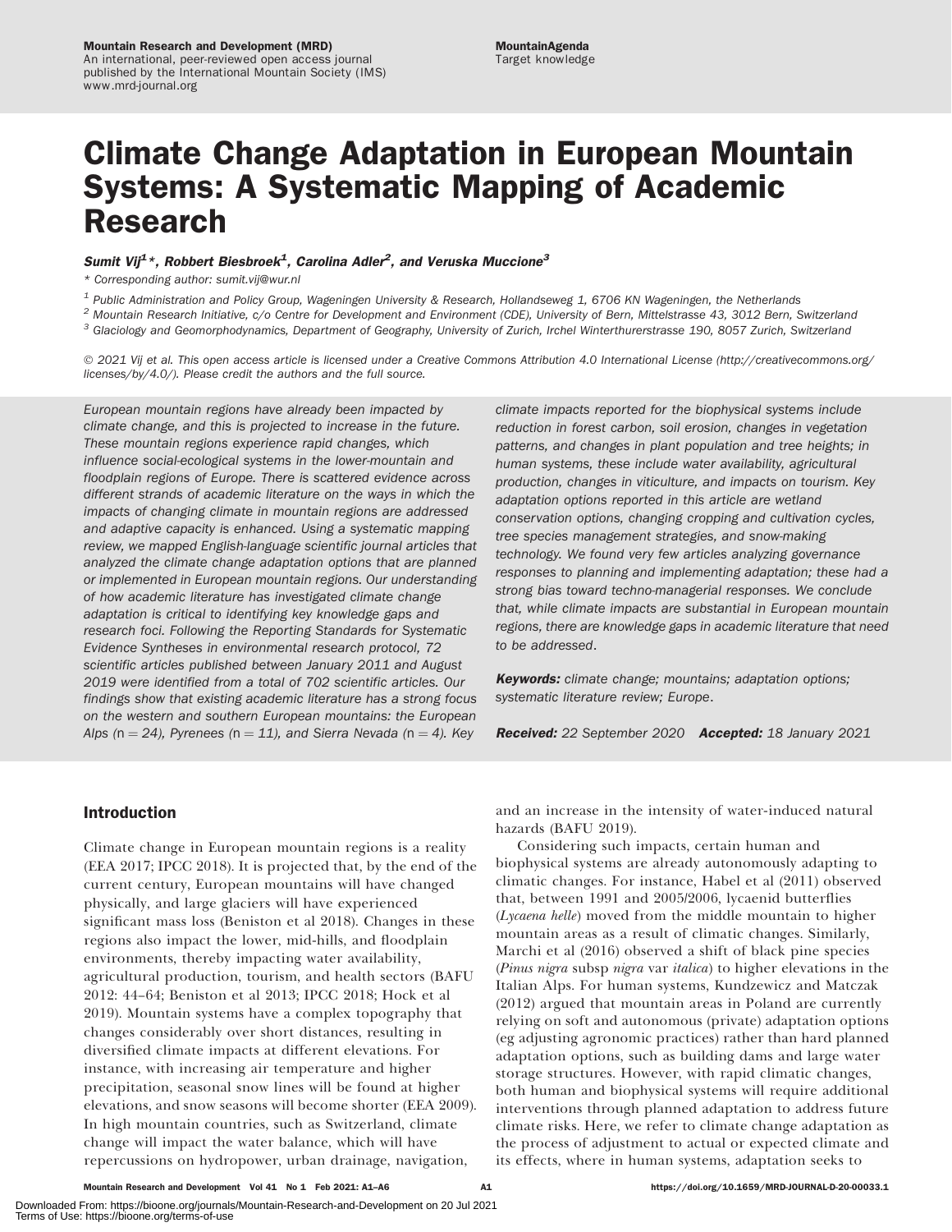# Climate Change Adaptation in European Mountain Systems: A Systematic Mapping of Academic Research

***Sumit Vij[1]\*, Robbert Biesbroek[1], Carolina Adler[2], and Veruska Muccione[3]***

\* Corresponding author: sumit.vij@wur.nl

[1] Public Administration and Policy Group, Wageningen University & Research, Hollandseweg 1, 6706 KN Wageningen, the Netherlands

[2] Mountain Research Initiative, c/o Centre for Development and Environment (CDE), University of Bern, Mittelstrasse 43, 3012 Bern, Switzerland

[3] Glaciology and Geomorphodynamics, Department of Geography, University of Zurich, Irchel Winterthurerstrasse 190, 8057 Zurich, Switzerland

© 2021 Vij et al. This open access article is licensed under a Creative Commons Attribution 4.0 International License (http://creativecommons.org/licenses/by/4.0/). Please credit the authors and the full source.

*European mountain regions have already been impacted by climate change, and this is projected to increase in the future. These mountain regions experience rapid changes, which influence social-ecological systems in the lower-mountain and floodplain regions of Europe. There is scattered evidence across different strands of academic literature on the ways in which the impacts of changing climate in mountain regions are addressed and adaptive capacity is enhanced. Using a systematic mapping review, we mapped English-language scientific journal articles that analyzed the climate change adaptation options that are planned or implemented in European mountain regions. Our understanding of how academic literature has investigated climate change adaptation is critical to identifying key knowledge gaps and research foci. Following the Reporting Standards for Systematic Evidence Syntheses in environmental research protocol, 72 scientific articles published between January 2011 and August 2019 were identified from a total of 702 scientific articles. Our findings show that existing academic literature has a strong focus on the western and southern European mountains: the European Alps (n = 24), Pyrenees (n = 11), and Sierra Nevada (n = 4). Key climate impacts reported for the biophysical systems include reduction in forest carbon, soil erosion, changes in vegetation patterns, and changes in plant population and tree heights; in human systems, these include water availability, agricultural production, changes in viticulture, and impacts on tourism. Key adaptation options reported in this article are wetland conservation options, changing cropping and cultivation cycles, tree species management strategies, and snow-making technology. We found very few articles analyzing governance responses to planning and implementing adaptation; these had a strong bias toward techno-managerial responses. We conclude that, while climate impacts are substantial in European mountain regions, there are knowledge gaps in academic literature that need to be addressed.*

***Keywords:*** *climate change; mountains; adaptation options; systematic literature review; Europe.*

***Received:*** *22 September 2020* ***Accepted:*** *18 January 2021*

## Introduction

Climate change in European mountain regions is a reality (EEA 2017; IPCC 2018). It is projected that, by the end of the current century, European mountains will have changed physically, and large glaciers will have experienced significant mass loss (Beniston et al 2018). Changes in these regions also impact the lower, mid-hills, and floodplain environments, thereby impacting water availability, agricultural production, tourism, and health sectors (BAFU 2012: 44–64; Beniston et al 2013; IPCC 2018; Hock et al 2019). Mountain systems have a complex topography that changes considerably over short distances, resulting in diversified climate impacts at different elevations. For instance, with increasing air temperature and higher precipitation, seasonal snow lines will be found at higher elevations, and snow seasons will become shorter (EEA 2009). In high mountain countries, such as Switzerland, climate change will impact the water balance, which will have repercussions on hydropower, urban drainage, navigation, and an increase in the intensity of water-induced natural hazards (BAFU 2019).

Considering such impacts, certain human and biophysical systems are already autonomously adapting to climatic changes. For instance, Habel et al (2011) observed that, between 1991 and 2005/2006, lycaenid butterflies (*Lycaena helle*) moved from the middle mountain to higher mountain areas as a result of climatic changes. Similarly, Marchi et al (2016) observed a shift of black pine species (*Pinus nigra* subsp *nigra* var *italica*) to higher elevations in the Italian Alps. For human systems, Kundzewicz and Matczak (2012) argued that mountain areas in Poland are currently relying on soft and autonomous (private) adaptation options (eg adjusting agronomic practices) rather than hard planned adaptation options, such as building dams and large water storage structures. However, with rapid climatic changes, both human and biophysical systems will require additional interventions through planned adaptation to address future climate risks. Here, we refer to climate change adaptation as the process of adjustment to actual or expected climate and its effects, where in human systems, adaptation seeks to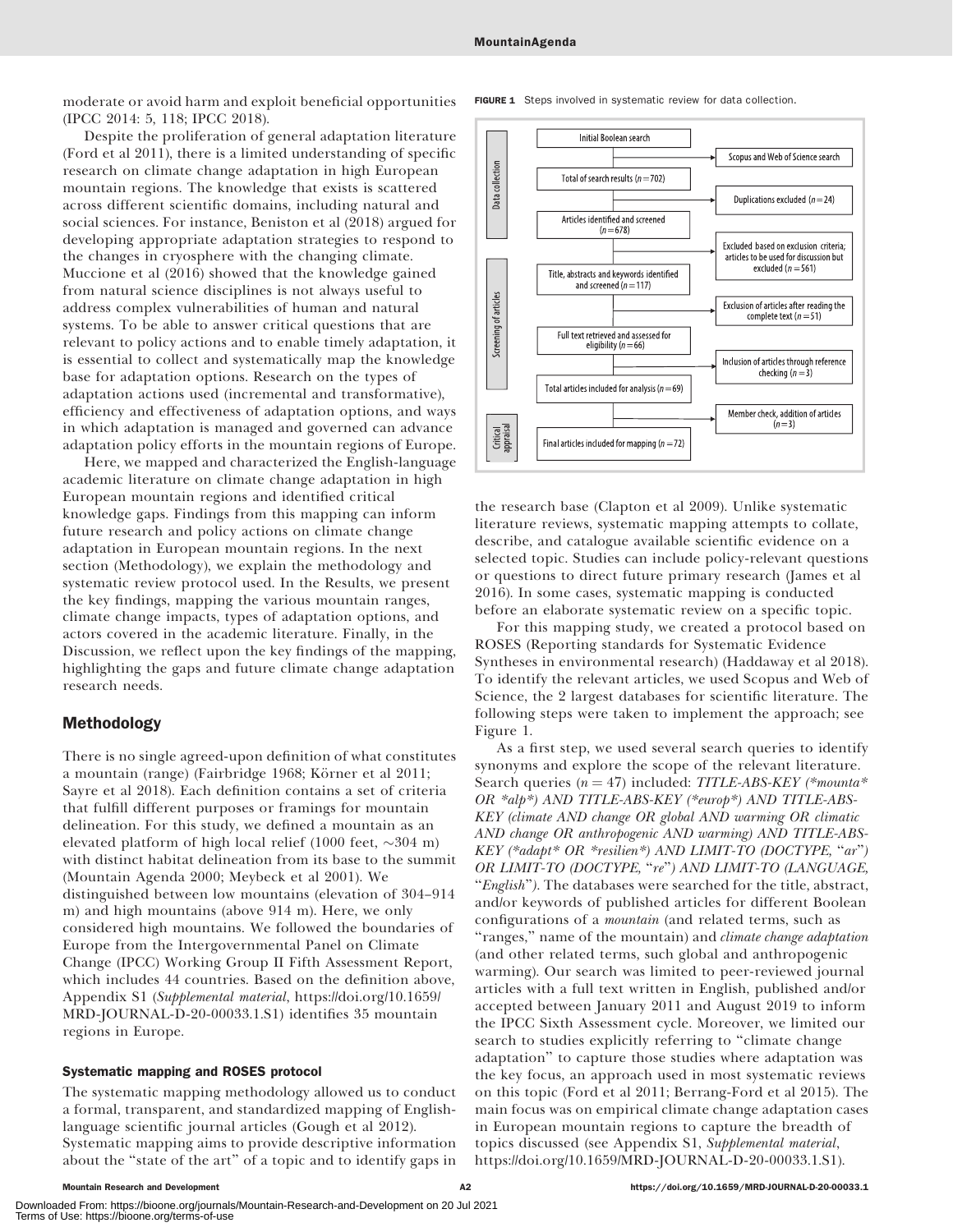moderate or avoid harm and exploit beneficial opportunities (IPCC 2014: 5, 118; IPCC 2018).

Despite the proliferation of general adaptation literature (Ford et al 2011), there is a limited understanding of specific research on climate change adaptation in high European mountain regions. The knowledge that exists is scattered across different scientific domains, including natural and social sciences. For instance, Beniston et al (2018) argued for developing appropriate adaptation strategies to respond to the changes in cryosphere with the changing climate. Muccione et al (2016) showed that the knowledge gained from natural science disciplines is not always useful to address complex vulnerabilities of human and natural systems. To be able to answer critical questions that are relevant to policy actions and to enable timely adaptation, it is essential to collect and systematically map the knowledge base for adaptation options. Research on the types of adaptation actions used (incremental and transformative), efficiency and effectiveness of adaptation options, and ways in which adaptation is managed and governed can advance adaptation policy efforts in the mountain regions of Europe.

Here, we mapped and characterized the English-language academic literature on climate change adaptation in high European mountain regions and identified critical knowledge gaps. Findings from this mapping can inform future research and policy actions on climate change adaptation in European mountain regions. In the next section (Methodology), we explain the methodology and systematic review protocol used. In the Results, we present the key findings, mapping the various mountain ranges, climate change impacts, types of adaptation options, and actors covered in the academic literature. Finally, in the Discussion, we reflect upon the key findings of the mapping, highlighting the gaps and future climate change adaptation research needs.

## Methodology

There is no single agreed-upon definition of what constitutes a mountain (range) (Fairbridge 1968; Körner et al 2011; Sayre et al 2018). Each definition contains a set of criteria that fulfill different purposes or framings for mountain delineation. For this study, we defined a mountain as an elevated platform of high local relief (1000 feet, ~304 m) with distinct habitat delineation from its base to the summit (Mountain Agenda 2000; Meybeck et al 2001). We distinguished between low mountains (elevation of 304–914 m) and high mountains (above 914 m). Here, we only considered high mountains. We followed the boundaries of Europe from the Intergovernmental Panel on Climate Change (IPCC) Working Group II Fifth Assessment Report, which includes 44 countries. Based on the definition above, Appendix S1 (*Supplemental material*, https://doi.org/10.1659/MRD-JOURNAL-D-20-00033.1.S1) identifies 35 mountain regions in Europe.

### Systematic mapping and ROSES protocol

The systematic mapping methodology allowed us to conduct a formal, transparent, and standardized mapping of English-language scientific journal articles (Gough et al 2012). Systematic mapping aims to provide descriptive information about the "state of the art" of a topic and to identify gaps in the research base (Clapton et al 2009). Unlike systematic literature reviews, systematic mapping attempts to collate, describe, and catalogue available scientific evidence on a selected topic. Studies can include policy-relevant questions or questions to direct future primary research (James et al 2016). In some cases, systematic mapping is conducted before an elaborate systematic review on a specific topic.

**FIGURE 1** Steps involved in systematic review for data collection.

| Stage | Step | Side step |
|---|---|---|
| Data collection | Initial Boolean search | Scopus and Web of Science search |
| | Total of search results (n = 702) | Duplications excluded (n = 24) |
| | Articles identified and screened (n = 678) | Excluded based on exclusion criteria; articles to be used for discussion but excluded (n = 561) |
| Screening of articles | Title, abstracts and keywords identified and screened (n = 117) | Exclusion of articles after reading the complete text (n = 51) |
| | Full text retrieved and assessed for eligibility (n = 66) | Inclusion of articles through reference checking (n = 3) |
| | Total articles included for analysis (n = 69) | Member check, addition of articles (n = 3) |
| Critical appraisal | Final articles included for mapping (n = 72) | |

For this mapping study, we created a protocol based on ROSES (Reporting standards for Systematic Evidence Syntheses in environmental research) (Haddaway et al 2018). To identify the relevant articles, we used Scopus and Web of Science, the 2 largest databases for scientific literature. The following steps were taken to implement the approach; see Figure 1.

As a first step, we used several search queries to identify synonyms and explore the scope of the relevant literature. Search queries ($n = 47$) included: *TITLE-ABS-KEY (*mounta* OR *alp*) AND TITLE-ABS-KEY (*europ*) AND TITLE-ABS-KEY (climate AND change OR global AND warming OR climatic AND change OR anthropogenic AND warming) AND TITLE-ABS-KEY (*adapt* OR *resilien*) AND LIMIT-TO (DOCTYPE, "ar") OR LIMIT-TO (DOCTYPE, "re") AND LIMIT-TO (LANGUAGE, "English")*. The databases were searched for the title, abstract, and/or keywords of published articles for different Boolean configurations of a *mountain* (and related terms, such as "ranges," name of the mountain) and *climate change adaptation* (and other related terms, such global and anthropogenic warming). Our search was limited to peer-reviewed journal articles with a full text written in English, published and/or accepted between January 2011 and August 2019 to inform the IPCC Sixth Assessment cycle. Moreover, we limited our search to studies explicitly referring to "climate change adaptation" to capture those studies where adaptation was the key focus, an approach used in most systematic reviews on this topic (Ford et al 2011; Berrang-Ford et al 2015). The main focus was on empirical climate change adaptation cases in European mountain regions to capture the breadth of topics discussed (see Appendix S1, *Supplemental material*, https://doi.org/10.1659/MRD-JOURNAL-D-20-00033.1.S1).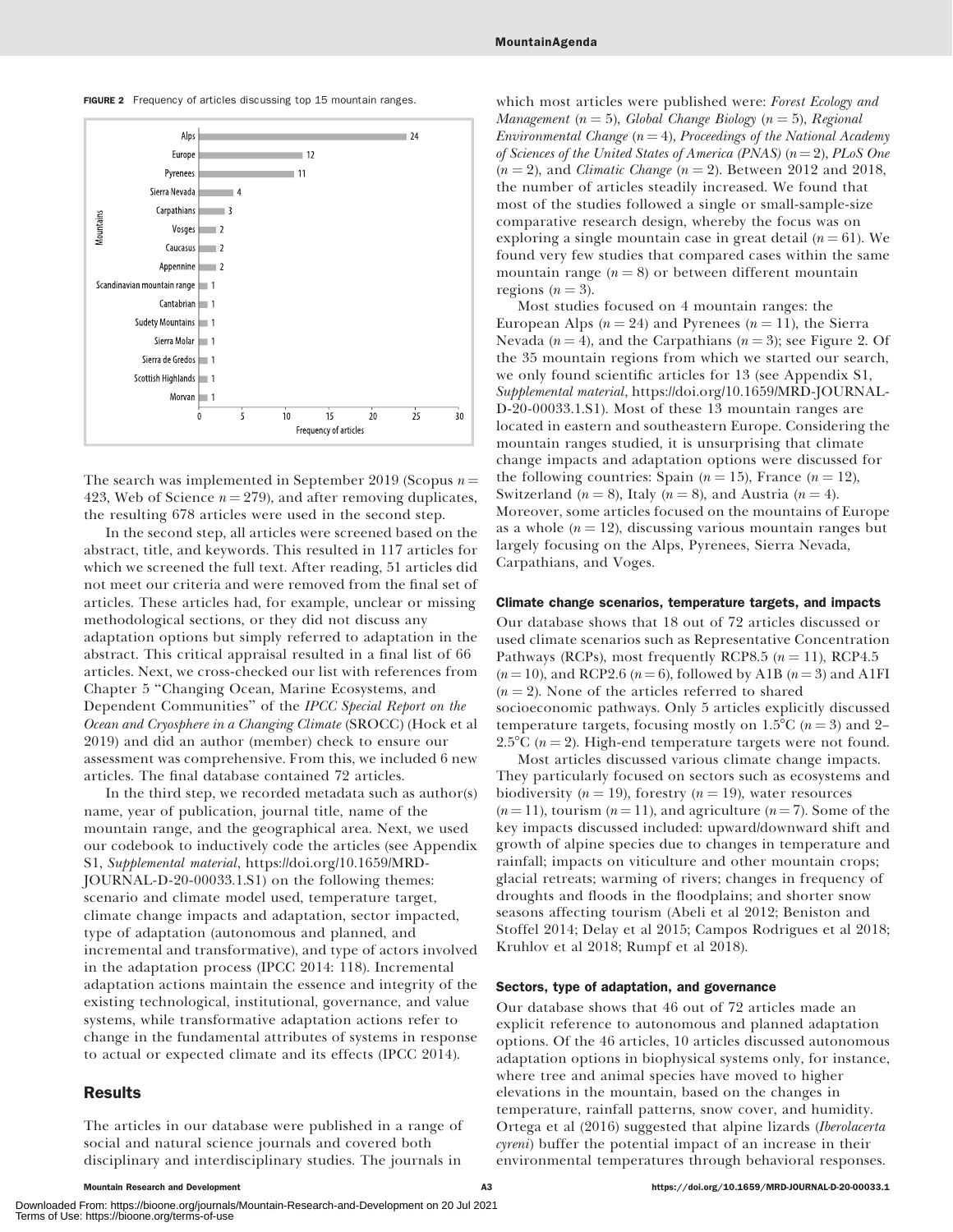**FIGURE 2** Frequency of articles discussing top 15 mountain ranges.

| Mountains | Frequency of articles |
|---|---|
| Alps | 24 |
| Europe | 12 |
| Pyrenees | 11 |
| Sierra Nevada | 4 |
| Carpathians | 3 |
| Vosges | 2 |
| Caucasus | 2 |
| Appennine | 2 |
| Scandinavian mountain range | 1 |
| Cantabrian | 1 |
| Sudety Mountains | 1 |
| Sierra Molar | 1 |
| Sierra de Gredos | 1 |
| Scottish Highlands | 1 |
| Morvan | 1 |

The search was implemented in September 2019 (Scopus $n = 423$, Web of Science $n = 279$), and after removing duplicates, the resulting 678 articles were used in the second step.

In the second step, all articles were screened based on the abstract, title, and keywords. This resulted in 117 articles for which we screened the full text. After reading, 51 articles did not meet our criteria and were removed from the final set of articles. These articles had, for example, unclear or missing methodological sections, or they did not discuss any adaptation options but simply referred to adaptation in the abstract. This critical appraisal resulted in a final list of 66 articles. Next, we cross-checked our list with references from Chapter 5 "Changing Ocean, Marine Ecosystems, and Dependent Communities" of the *IPCC Special Report on the Ocean and Cryosphere in a Changing Climate* (SROCC) (Hock et al 2019) and did an author (member) check to ensure our assessment was comprehensive. From this, we included 6 new articles. The final database contained 72 articles.

In the third step, we recorded metadata such as author(s) name, year of publication, journal title, name of the mountain range, and the geographical area. Next, we used our codebook to inductively code the articles (see Appendix S1, *Supplemental material*, https://doi.org/10.1659/MRD-JOURNAL-D-20-00033.1.S1) on the following themes: scenario and climate model used, temperature target, climate change impacts and adaptation, sector impacted, type of adaptation (autonomous and planned, and incremental and transformative), and type of actors involved in the adaptation process (IPCC 2014: 118). Incremental adaptation actions maintain the essence and integrity of the existing technological, institutional, governance, and value systems, while transformative adaptation actions refer to change in the fundamental attributes of systems in response to actual or expected climate and its effects (IPCC 2014).

## Results

The articles in our database were published in a range of social and natural science journals and covered both disciplinary and interdisciplinary studies. The journals in which most articles were published were: *Forest Ecology and Management* ($n = 5$), *Global Change Biology* ($n = 5$), *Regional Environmental Change* ($n = 4$), *Proceedings of the National Academy of Sciences of the United States of America (PNAS)* ($n = 2$), *PLoS One* ($n = 2$), and *Climatic Change* ($n = 2$). Between 2012 and 2018, the number of articles steadily increased. We found that most of the studies followed a single or small-sample-size comparative research design, whereby the focus was on exploring a single mountain case in great detail ($n = 61$). We found very few studies that compared cases within the same mountain range ($n = 8$) or between different mountain regions ($n = 3$).

Most studies focused on 4 mountain ranges: the European Alps ($n = 24$) and Pyrenees ($n = 11$), the Sierra Nevada ($n = 4$), and the Carpathians ($n = 3$); see Figure 2. Of the 35 mountain regions from which we started our search, we only found scientific articles for 13 (see Appendix S1, *Supplemental material*, https://doi.org/10.1659/MRD-JOURNAL-D-20-00033.1.S1). Most of these 13 mountain ranges are located in eastern and southeastern Europe. Considering the mountain ranges studied, it is unsurprising that climate change impacts and adaptation options were discussed for the following countries: Spain ($n = 15$), France ($n = 12$), Switzerland ($n = 8$), Italy ($n = 8$), and Austria ($n = 4$). Moreover, some articles focused on the mountains of Europe as a whole ($n = 12$), discussing various mountain ranges but largely focusing on the Alps, Pyrenees, Sierra Nevada, Carpathians, and Voges.

### Climate change scenarios, temperature targets, and impacts

Our database shows that 18 out of 72 articles discussed or used climate scenarios such as Representative Concentration Pathways (RCPs), most frequently RCP8.5 ($n = 11$), RCP4.5 ($n = 10$), and RCP2.6 ($n = 6$), followed by A1B ($n = 3$) and A1FI ($n = 2$). None of the articles referred to shared socioeconomic pathways. Only 5 articles explicitly discussed temperature targets, focusing mostly on 1.5°C ($n = 3$) and 2–2.5°C ($n = 2$). High-end temperature targets were not found.

Most articles discussed various climate change impacts. They particularly focused on sectors such as ecosystems and biodiversity ($n = 19$), forestry ($n = 19$), water resources ($n = 11$), tourism ($n = 11$), and agriculture ($n = 7$). Some of the key impacts discussed included: upward/downward shift and growth of alpine species due to changes in temperature and rainfall; impacts on viticulture and other mountain crops; glacial retreats; warming of rivers; changes in frequency of droughts and floods in the floodplains; and shorter snow seasons affecting tourism (Abeli et al 2012; Beniston and Stoffel 2014; Delay et al 2015; Campos Rodrigues et al 2018; Kruhlov et al 2018; Rumpf et al 2018).

### Sectors, type of adaptation, and governance

Our database shows that 46 out of 72 articles made an explicit reference to autonomous and planned adaptation options. Of the 46 articles, 10 articles discussed autonomous adaptation options in biophysical systems only, for instance, where tree and animal species have moved to higher elevations in the mountain, based on the changes in temperature, rainfall patterns, snow cover, and humidity. Ortega et al (2016) suggested that alpine lizards (*Iberolacerta cyreni*) buffer the potential impact of an increase in their environmental temperatures through behavioral responses.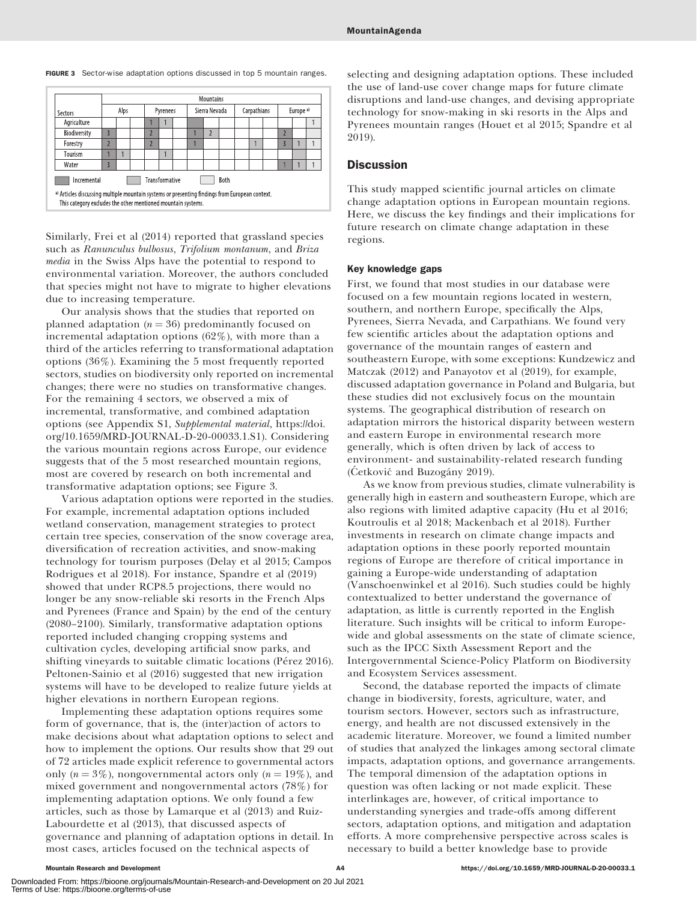**FIGURE 3** Sector-wise adaptation options discussed in top 5 mountain ranges.

| Sectors | Alps | | | Pyrenees | | | Sierra Nevada | | | Carpathians | | | Europe [a] | | |
|---|---|---|---|---|---|---|---|---|---|---|---|---|---|---|---|
| | Incremental | Transformative | Both | Incremental | Transformative | Both | Incremental | Transformative | Both | Incremental | Transformative | Both | Incremental | Transformative | Both |
| Agriculture | | | | 1 | 1 | | | | | | | | | | 1 |
| Biodiversity | 3 | | | 2 | | | 1 | 2 | | | | | 2 | | |
| Forestry | 2 | | | 2 | | | 1 | | | | 1 | | 3 | 1 | 1 |
| Tourism | 1 | 1 | | | 1 | | | | | | | | | | |
| Water | 3 | | | | | | | | | | | | 1 | 1 | 1 |

[a] Articles discussing multiple mountain systems or presenting findings from European context. This category excludes the other mentioned mountain systems.

Similarly, Frei et al (2014) reported that grassland species such as *Ranunculus bulbosus*, *Trifolium montanum*, and *Briza media* in the Swiss Alps have the potential to respond to environmental variation. Moreover, the authors concluded that species might not have to migrate to higher elevations due to increasing temperature.

Our analysis shows that the studies that reported on planned adaptation ($n = 36$) predominantly focused on incremental adaptation options (62%), with more than a third of the articles referring to transformational adaptation options (36%). Examining the 5 most frequently reported sectors, studies on biodiversity only reported on incremental changes; there were no studies on transformative changes. For the remaining 4 sectors, we observed a mix of incremental, transformative, and combined adaptation options (see Appendix S1, *Supplemental material*, https://doi.org/10.1659/MRD-JOURNAL-D-20-00033.1.S1). Considering the various mountain regions across Europe, our evidence suggests that of the 5 most researched mountain regions, most are covered by research on both incremental and transformative adaptation options; see Figure 3.

Various adaptation options were reported in the studies. For example, incremental adaptation options included wetland conservation, management strategies to protect certain tree species, conservation of the snow coverage area, diversification of recreation activities, and snow-making technology for tourism purposes (Delay et al 2015; Campos Rodrigues et al 2018). For instance, Spandre et al (2019) showed that under RCP8.5 projections, there would no longer be any snow-reliable ski resorts in the French Alps and Pyrenees (France and Spain) by the end of the century (2080–2100). Similarly, transformative adaptation options reported included changing cropping systems and cultivation cycles, developing artificial snow parks, and shifting vineyards to suitable climatic locations (Pérez 2016). Peltonen-Sainio et al (2016) suggested that new irrigation systems will have to be developed to realize future yields at higher elevations in northern European regions.

Implementing these adaptation options requires some form of governance, that is, the (inter)action of actors to make decisions about what adaptation options to select and how to implement the options. Our results show that 29 out of 72 articles made explicit reference to governmental actors only ($n = 3\%$), nongovernmental actors only ($n = 19\%$), and mixed government and nongovernmental actors (78%) for implementing adaptation options. We only found a few articles, such as those by Lamarque et al (2013) and Ruiz-Labourdette et al (2013), that discussed aspects of governance and planning of adaptation options in detail. In most cases, articles focused on the technical aspects of selecting and designing adaptation options. These included the use of land-use cover change maps for future climate disruptions and land-use changes, and devising appropriate technology for snow-making in ski resorts in the Alps and Pyrenees mountain ranges (Houet et al 2015; Spandre et al 2019).

## Discussion

This study mapped scientific journal articles on climate change adaptation options in European mountain regions. Here, we discuss the key findings and their implications for future research on climate change adaptation in these regions.

### Key knowledge gaps

First, we found that most studies in our database were focused on a few mountain regions located in western, southern, and northern Europe, specifically the Alps, Pyrenees, Sierra Nevada, and Carpathians. We found very few scientific articles about the adaptation options and governance of the mountain ranges of eastern and southeastern Europe, with some exceptions: Kundzewicz and Matczak (2012) and Panayotov et al (2019), for example, discussed adaptation governance in Poland and Bulgaria, but these studies did not exclusively focus on the mountain systems. The geographical distribution of research on adaptation mirrors the historical disparity between western and eastern Europe in environmental research more generally, which is often driven by lack of access to environment- and sustainability-related research funding (Ćetković and Buzogány 2019).

As we know from previous studies, climate vulnerability is generally high in eastern and southeastern Europe, which are also regions with limited adaptive capacity (Hu et al 2016; Koutroulis et al 2018; Mackenbach et al 2018). Further investments in research on climate change impacts and adaptation options in these poorly reported mountain regions of Europe are therefore of critical importance in gaining a Europe-wide understanding of adaptation (Vanschoenwinkel et al 2016). Such studies could be highly contextualized to better understand the governance of adaptation, as little is currently reported in the English literature. Such insights will be critical to inform Europe-wide and global assessments on the state of climate science, such as the IPCC Sixth Assessment Report and the Intergovernmental Science-Policy Platform on Biodiversity and Ecosystem Services assessment.

Second, the database reported the impacts of climate change in biodiversity, forests, agriculture, water, and tourism sectors. However, sectors such as infrastructure, energy, and health are not discussed extensively in the academic literature. Moreover, we found a limited number of studies that analyzed the linkages among sectoral climate impacts, adaptation options, and governance arrangements. The temporal dimension of the adaptation options in question was often lacking or not made explicit. These interlinkages are, however, of critical importance to understanding synergies and trade-offs among different sectors, adaptation options, and mitigation and adaptation efforts. A more comprehensive perspective across scales is necessary to build a better knowledge base to provide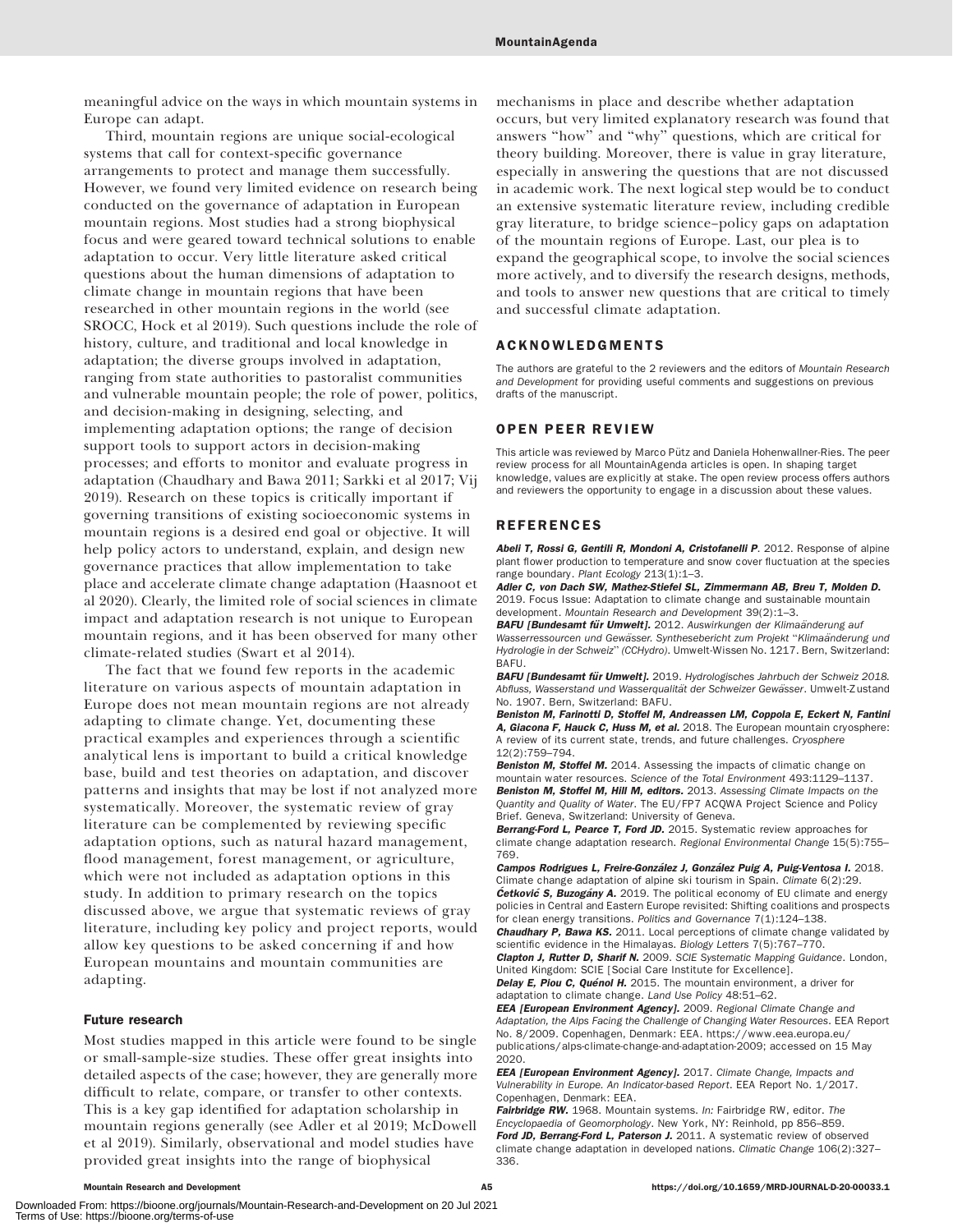meaningful advice on the ways in which mountain systems in Europe can adapt.

Third, mountain regions are unique social-ecological systems that call for context-specific governance arrangements to protect and manage them successfully. However, we found very limited evidence on research being conducted on the governance of adaptation in European mountain regions. Most studies had a strong biophysical focus and were geared toward technical solutions to enable adaptation to occur. Very little literature asked critical questions about the human dimensions of adaptation to climate change in mountain regions that have been researched in other mountain regions in the world (see SROCC, Hock et al 2019). Such questions include the role of history, culture, and traditional and local knowledge in adaptation; the diverse groups involved in adaptation, ranging from state authorities to pastoralist communities and vulnerable mountain people; the role of power, politics, and decision-making in designing, selecting, and implementing adaptation options; the range of decision support tools to support actors in decision-making processes; and efforts to monitor and evaluate progress in adaptation (Chaudhary and Bawa 2011; Sarkki et al 2017; Vij 2019). Research on these topics is critically important if governing transitions of existing socioeconomic systems in mountain regions is a desired end goal or objective. It will help policy actors to understand, explain, and design new governance practices that allow implementation to take place and accelerate climate change adaptation (Haasnoot et al 2020). Clearly, the limited role of social sciences in climate impact and adaptation research is not unique to European mountain regions, and it has been observed for many other climate-related studies (Swart et al 2014).

The fact that we found few reports in the academic literature on various aspects of mountain adaptation in Europe does not mean mountain regions are not already adapting to climate change. Yet, documenting these practical examples and experiences through a scientific analytical lens is important to build a critical knowledge base, build and test theories on adaptation, and discover patterns and insights that may be lost if not analyzed more systematically. Moreover, the systematic review of gray literature can be complemented by reviewing specific adaptation options, such as natural hazard management, flood management, forest management, or agriculture, which were not included as adaptation options in this study. In addition to primary research on the topics discussed above, we argue that systematic reviews of gray literature, including key policy and project reports, would allow key questions to be asked concerning if and how European mountains and mountain communities are adapting.

### Future research

Most studies mapped in this article were found to be single or small-sample-size studies. These offer great insights into detailed aspects of the case; however, they are generally more difficult to relate, compare, or transfer to other contexts. This is a key gap identified for adaptation scholarship in mountain regions generally (see Adler et al 2019; McDowell et al 2019). Similarly, observational and model studies have provided great insights into the range of biophysical mechanisms in place and describe whether adaptation occurs, but very limited explanatory research was found that answers "how" and "why" questions, which are critical for theory building. Moreover, there is value in gray literature, especially in answering the questions that are not discussed in academic work. The next logical step would be to conduct an extensive systematic literature review, including credible gray literature, to bridge science–policy gaps on adaptation of the mountain regions of Europe. Last, our plea is to expand the geographical scope, to involve the social sciences more actively, and to diversify the research designs, methods, and tools to answer new questions that are critical to timely and successful climate adaptation.

## ACKNOWLEDGMENTS

The authors are grateful to the 2 reviewers and the editors of *Mountain Research and Development* for providing useful comments and suggestions on previous drafts of the manuscript.

## OPEN PEER REVIEW

This article was reviewed by Marco Pütz and Daniela Hohenwallner-Ries. The peer review process for all MountainAgenda articles is open. In shaping target knowledge, values are explicitly at stake. The open review process offers authors and reviewers the opportunity to engage in a discussion about these values.

## REFERENCES

***Abeli T, Rossi G, Gentili R, Mondoni A, Cristofanelli P.*** 2012. Response of alpine plant flower production to temperature and snow cover fluctuation at the species range boundary. *Plant Ecology* 213(1):1–3.

***Adler C, von Dach SW, Mathez-Stiefel SL, Zimmermann AB, Breu T, Molden D.*** 2019. Focus Issue: Adaptation to climate change and sustainable mountain development. *Mountain Research and Development* 39(2):1–3.

***BAFU [Bundesamt für Umwelt].*** 2012. *Auswirkungen der Klimaänderung auf Wasserressourcen und Gewässer. Synthesebericht zum Projekt "Klimaänderung und Hydrologie in der Schweiz" (CCHydro)*. Umwelt-Wissen No. 1217. Bern, Switzerland: BAFU.

***BAFU [Bundesamt für Umwelt].*** 2019. *Hydrologisches Jahrbuch der Schweiz 2018. Abfluss, Wasserstand und Wasserqualität der Schweizer Gewässer*. Umwelt-Zustand No. 1907. Bern, Switzerland: BAFU.

***Beniston M, Farinotti D, Stoffel M, Andreassen LM, Coppola E, Eckert N, Fantini A, Giacona F, Hauck C, Huss M, et al.*** 2018. The European mountain cryosphere: A review of its current state, trends, and future challenges. *Cryosphere* 12(2):759–794.

***Beniston M, Stoffel M.*** 2014. Assessing the impacts of climatic change on mountain water resources. *Science of the Total Environment* 493:1129–1137.

***Beniston M, Stoffel M, Hill M, editors.*** 2013. *Assessing Climate Impacts on the Quantity and Quality of Water*. The EU/FP7 ACQWA Project Science and Policy Brief. Geneva, Switzerland: University of Geneva.

***Berrang-Ford L, Pearce T, Ford JD.*** 2015. Systematic review approaches for climate change adaptation research. *Regional Environmental Change* 15(5):755–769.

***Campos Rodrigues L, Freire-González J, González Puig A, Puig-Ventosa I.*** 2018. Climate change adaptation of alpine ski tourism in Spain. *Climate* 6(2):29.

***Ćetković S, Buzogány A.*** 2019. The political economy of EU climate and energy policies in Central and Eastern Europe revisited: Shifting coalitions and prospects for clean energy transitions. *Politics and Governance* 7(1):124–138.

***Chaudhary P, Bawa KS.*** 2011. Local perceptions of climate change validated by scientific evidence in the Himalayas. *Biology Letters* 7(5):767–770.

***Clapton J, Rutter D, Sharif N.*** 2009. *SCIE Systematic Mapping Guidance*. London, United Kingdom: SCIE [Social Care Institute for Excellence].

***Delay E, Piou C, Quénol H.*** 2015. The mountain environment, a driver for adaptation to climate change. *Land Use Policy* 48:51–62.

***EEA [European Environment Agency].*** 2009. *Regional Climate Change and Adaptation, the Alps Facing the Challenge of Changing Water Resources*. EEA Report No. 8/2009. Copenhagen, Denmark: EEA. https://www.eea.europa.eu/publications/alps-climate-change-and-adaptation-2009; accessed on 15 May 2020.

***EEA [European Environment Agency].*** 2017. *Climate Change, Impacts and Vulnerability in Europe. An Indicator-based Report*. EEA Report No. 1/2017. Copenhagen, Denmark: EEA.

***Fairbridge RW.*** 1968. Mountain systems. *In:* Fairbridge RW, editor. *The Encyclopaedia of Geomorphology*. New York, NY: Reinhold, pp 856–859.

***Ford JD, Berrang-Ford L, Paterson J.*** 2011. A systematic review of observed climate change adaptation in developed nations. *Climatic Change* 106(2):327–336.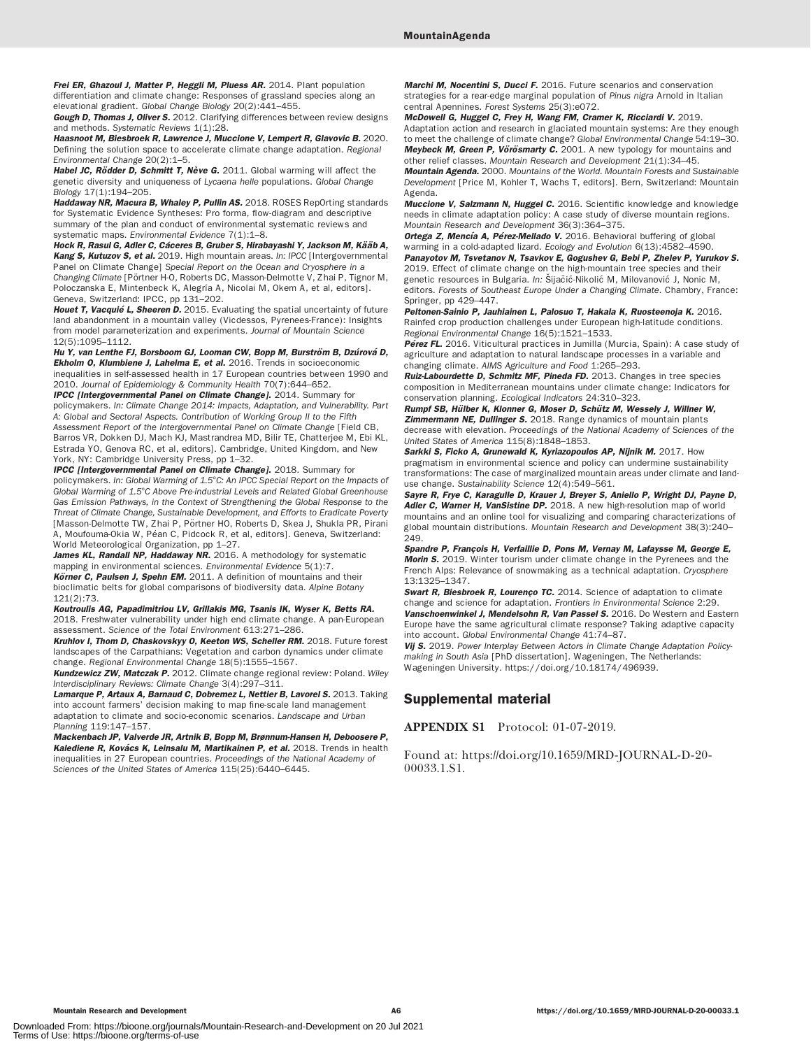**Frei ER, Ghazoul J, Matter P, Heggli M, Pluess AR.** 2014. Plant population differentiation and climate change: Responses of grassland species along an elevational gradient. *Global Change Biology* 20(2):441–455.

**Gough D, Thomas J, Oliver S.** 2012. Clarifying differences between review designs and methods. *Systematic Reviews* 1(1):28.

**Haasnoot M, Biesbroek R, Lawrence J, Muccione V, Lempert R, Glavovic B.** 2020. Defining the solution space to accelerate climate change adaptation. *Regional Environmental Change* 20(2):1–5.

**Habel JC, Rödder D, Schmitt T, Nève G.** 2011. Global warming will affect the genetic diversity and uniqueness of *Lycaena helle* populations. *Global Change Biology* 17(1):194–205.

**Haddaway NR, Macura B, Whaley P, Pullin AS.** 2018. ROSES RepOrting standards for Systematic Evidence Syntheses: Pro forma, flow-diagram and descriptive summary of the plan and conduct of environmental systematic reviews and systematic maps. *Environmental Evidence* 7(1):1–8.

**Hock R, Rasul G, Adler C, Cáceres B, Gruber S, Hirabayashi Y, Jackson M, Kääb A, Kang S, Kutuzov S, et al.** 2019. High mountain areas. *In: IPCC* [Intergovernmental Panel on Climate Change] *Special Report on the Ocean and Cryosphere in a Changing Climate* [Pörtner H-O, Roberts DC, Masson-Delmotte V, Zhai P, Tignor M, Poloczanska E, Mintenbeck K, Alegría A, Nicolai M, Okem A, et al, editors]. Geneva, Switzerland: IPCC, pp 131–202.

**Houet T, Vacquié L, Sheeren D.** 2015. Evaluating the spatial uncertainty of future land abandonment in a mountain valley (Vicdessos, Pyrenees-France): Insights from model parameterization and experiments. *Journal of Mountain Science* 12(5):1095–1112.

**Hu Y, van Lenthe FJ, Borsboom GJ, Looman CW, Bopp M, Burström B, Dzúrová D, Ekholm O, Klumbiene J, Lahelma E, et al.** 2016. Trends in socioeconomic inequalities in self-assessed health in 17 European countries between 1990 and 2010. *Journal of Epidemiology & Community Health* 70(7):644–652.

**IPCC [Intergovernmental Panel on Climate Change].** 2014. Summary for policymakers. *In: Climate Change 2014: Impacts, Adaptation, and Vulnerability. Part A: Global and Sectoral Aspects. Contribution of Working Group II to the Fifth Assessment Report of the Intergovernmental Panel on Climate Change* [Field CB, Barros VR, Dokken DJ, Mach KJ, Mastrandrea MD, Bilir TE, Chatterjee M, Ebi KL, Estrada YO, Genova RC, et al, editors]. Cambridge, United Kingdom, and New York, NY: Cambridge University Press, pp 1–32.

**IPCC [Intergovernmental Panel on Climate Change].** 2018. Summary for policymakers. *In: Global Warming of 1.5°C: An IPCC Special Report on the Impacts of Global Warming of 1.5°C Above Pre-industrial Levels and Related Global Greenhouse Gas Emission Pathways, in the Context of Strengthening the Global Response to the Threat of Climate Change, Sustainable Development, and Efforts to Eradicate Poverty* [Masson-Delmotte TW, Zhai P, Pörtner HO, Roberts D, Skea J, Shukla PR, Pirani A, Moufouma-Okia W, Péan C, Pidcock R, et al, editors]. Geneva, Switzerland: World Meteorological Organization, pp 1–27.

**James KL, Randall NP, Haddaway NR.** 2016. A methodology for systematic mapping in environmental sciences. *Environmental Evidence* 5(1):7.

**Körner C, Paulsen J, Spehn EM.** 2011. A definition of mountains and their bioclimatic belts for global comparisons of biodiversity data. *Alpine Botany* 121(2):73.

**Koutroulis AG, Papadimitriou LV, Grillakis MG, Tsanis IK, Wyser K, Betts RA.** 2018. Freshwater vulnerability under high end climate change. A pan-European assessment. *Science of the Total Environment* 613:271–286.

**Kruhlov I, Thom D, Chaskovskyy O, Keeton WS, Scheller RM.** 2018. Future forest landscapes of the Carpathians: Vegetation and carbon dynamics under climate change. *Regional Environmental Change* 18(5):1555–1567.

**Kundzewicz ZW, Matczak P.** 2012. Climate change regional review: Poland. *Wiley Interdisciplinary Reviews: Climate Change* 3(4):297–311.

**Lamarque P, Artaux A, Barnaud C, Dobremez L, Nettier B, Lavorel S.** 2013. Taking into account farmers' decision making to map fine-scale land management adaptation to climate and socio-economic scenarios. *Landscape and Urban Planning* 119:147–157.

**Mackenbach JP, Valverde JR, Artnik B, Bopp M, Brønnum-Hansen H, Deboosere P, Kalediene R, Kovács K, Leinsalu M, Martikainen P, et al.** 2018. Trends in health inequalities in 27 European countries. *Proceedings of the National Academy of Sciences of the United States of America* 115(25):6440–6445.

**Marchi M, Nocentini S, Ducci F.** 2016. Future scenarios and conservation strategies for a rear-edge marginal population of *Pinus nigra* Arnold in Italian central Apennines. *Forest Systems* 25(3):e072.

**McDowell G, Huggel C, Frey H, Wang FM, Cramer K, Ricciardi V.** 2019. Adaptation action and research in glaciated mountain systems: Are they enough to meet the challenge of climate change? *Global Environmental Change* 54:19–30.

**Meybeck M, Green P, Vörösmarty C.** 2001. A new typology for mountains and other relief classes. *Mountain Research and Development* 21(1):34–45.

**Mountain Agenda.** 2000. *Mountains of the World. Mountain Forests and Sustainable Development* [Price M, Kohler T, Wachs T, editors]. Bern, Switzerland: Mountain Agenda.

**Muccione V, Salzmann N, Huggel C.** 2016. Scientific knowledge and knowledge needs in climate adaptation policy: A case study of diverse mountain regions. *Mountain Research and Development* 36(3):364–375.

**Ortega Z, Mencía A, Pérez-Mellado V.** 2016. Behavioral buffering of global warming in a cold-adapted lizard. *Ecology and Evolution* 6(13):4582–4590.

**Panayotov M, Tsvetanov N, Tsavkov E, Gogushev G, Bebi P, Zhelev P, Yurukov S.** 2019. Effect of climate change on the high-mountain tree species and their genetic resources in Bulgaria. *In:* Šijačić-Nikolić M, Milovanović J, Nonic M, editors. *Forests of Southeast Europe Under a Changing Climate*. Chambry, France: Springer, pp 429–447.

**Peltonen-Sainio P, Jauhiainen L, Palosuo T, Hakala K, Ruosteenoja K.** 2016. Rainfed crop production challenges under European high-latitude conditions. *Regional Environmental Change* 16(5):1521–1533.

**Pérez FL.** 2016. Viticultural practices in Jumilla (Murcia, Spain): A case study of agriculture and adaptation to natural landscape processes in a variable and changing climate. *AIMS Agriculture and Food* 1:265–293.

**Ruiz-Labourdette D, Schmitz MF, Pineda FD.** 2013. Changes in tree species composition in Mediterranean mountains under climate change: Indicators for conservation planning. *Ecological Indicators* 24:310–323.

**Rumpf SB, Hülber K, Klonner G, Moser D, Schütz M, Wessely J, Willner W, Zimmermann NE, Dullinger S.** 2018. Range dynamics of mountain plants decrease with elevation. *Proceedings of the National Academy of Sciences of the United States of America* 115(8):1848–1853.

**Sarkki S, Ficko A, Grunewald K, Kyriazopoulos AP, Nijnik M.** 2017. How pragmatism in environmental science and policy can undermine sustainability transformations: The case of marginalized mountain areas under climate and land-use change. *Sustainability Science* 12(4):549–561.

**Sayre R, Frye C, Karagulle D, Krauer J, Breyer S, Aniello P, Wright DJ, Payne D, Adler C, Warner H, VanSistine DP.** 2018. A new high-resolution map of world mountains and an online tool for visualizing and comparing characterizations of global mountain distributions. *Mountain Research and Development* 38(3):240–249.

**Spandre P, François H, Verfaillie D, Pons M, Vernay M, Lafaysse M, George E, Morin S.** 2019. Winter tourism under climate change in the Pyrenees and the French Alps: Relevance of snowmaking as a technical adaptation. *Cryosphere* 13:1325–1347.

**Swart R, Biesbroek R, Lourenço TC.** 2014. Science of adaptation to climate change and science for adaptation. *Frontiers in Environmental Science* 2:29.

**Vanschoenwinkel J, Mendelsohn R, Van Passel S.** 2016. Do Western and Eastern Europe have the same agricultural climate response? Taking adaptive capacity into account. *Global Environmental Change* 41:74–87.

**Vij S.** 2019. *Power Interplay Between Actors in Climate Change Adaptation Policy-making in South Asia* [PhD dissertation]. Wageningen, The Netherlands: Wageningen University. https://doi.org/10.18174/496939.

## Supplemental material

**APPENDIX S1** Protocol: 01-07-2019.

Found at: https://doi.org/10.1659/MRD-JOURNAL-D-20-00033.1.S1.